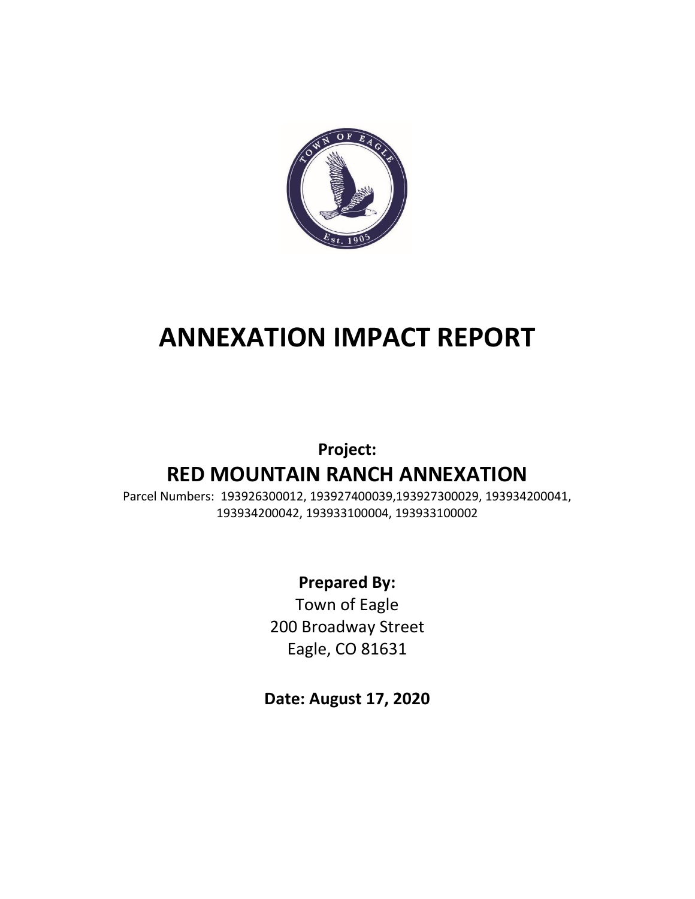# ANNEXATION IMPACT REPORT

**Project:**

## RED MOUNTAIN RANCH ANNEXATION

Parcel Numbers: 193926300012, 193927400039,193927300029, 193934200041, 193934200042, 193933100004, 193933100002

**Prepared By:**

Town of Eagle
200 Broadway Street
Eagle, CO 81631

**Date: August 17, 2020**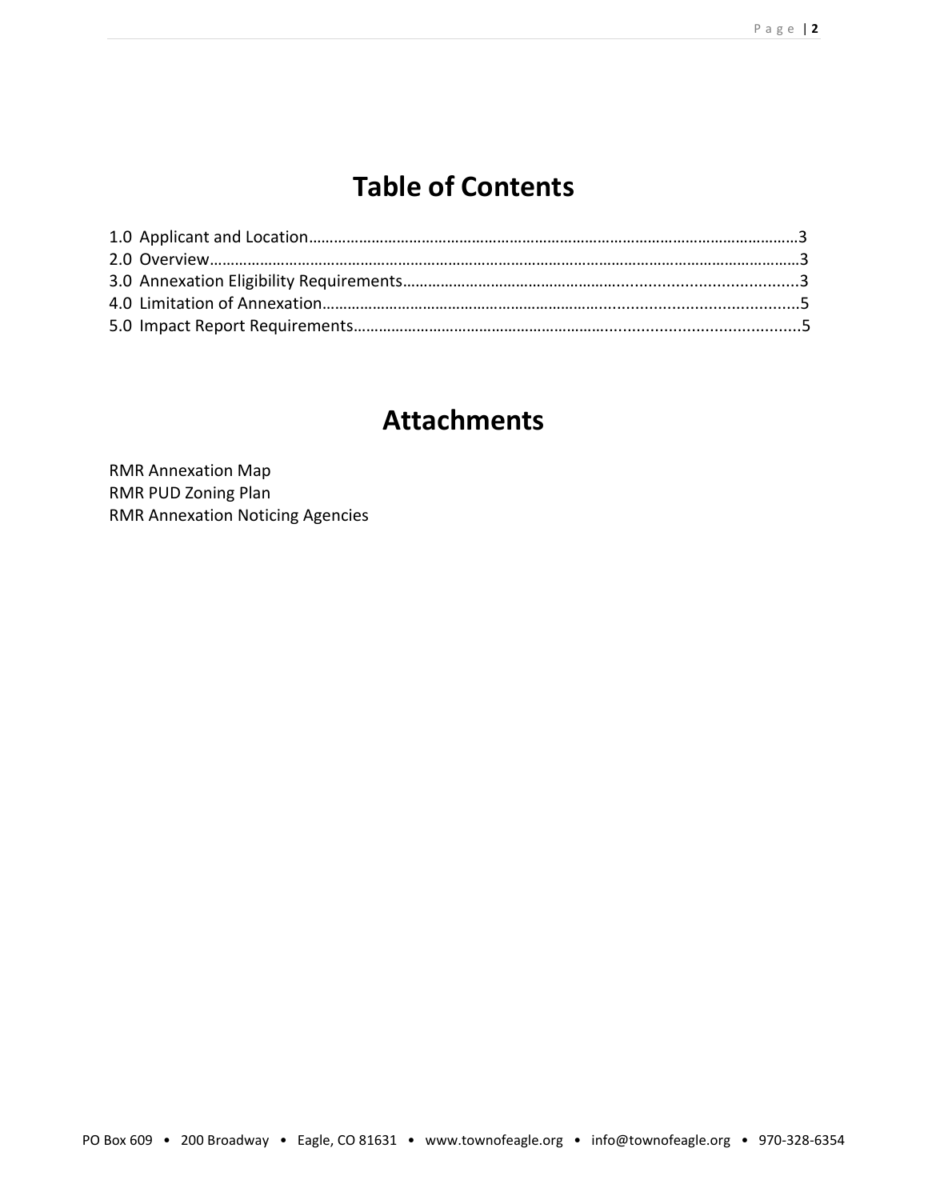# Table of Contents

1.0 Applicant and Location……………………………………………………………………………………………………3
2.0 Overview…………………………………………………………………………………………………………………………3
3.0 Annexation Eligibility Requirements…………………………………………………………………………………3
4.0 Limitation of Annexation………………………………………………………………………………………………5
5.0 Impact Report Requirements……………………………………………………………………………………………5

# Attachments

RMR Annexation Map
RMR PUD Zoning Plan
RMR Annexation Noticing Agencies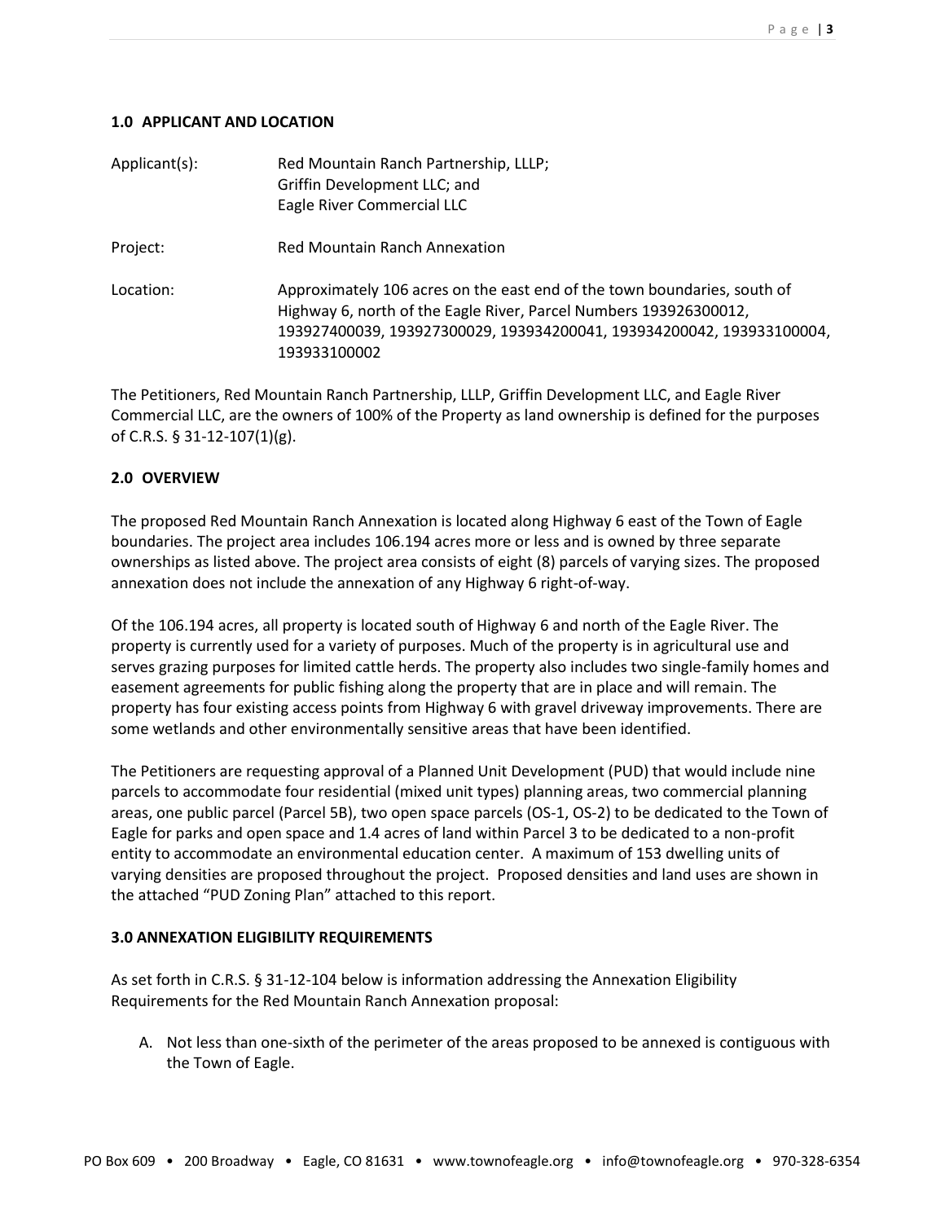## 1.0 APPLICANT AND LOCATION

| | |
|---|---|
| Applicant(s): | Red Mountain Ranch Partnership, LLLP; Griffin Development LLC; and Eagle River Commercial LLC |
| Project: | Red Mountain Ranch Annexation |
| Location: | Approximately 106 acres on the east end of the town boundaries, south of Highway 6, north of the Eagle River, Parcel Numbers 193926300012, 193927400039, 193927300029, 193934200041, 193934200042, 193933100004, 193933100002 |

The Petitioners, Red Mountain Ranch Partnership, LLLP, Griffin Development LLC, and Eagle River Commercial LLC, are the owners of 100% of the Property as land ownership is defined for the purposes of C.R.S. § 31-12-107(1)(g).

## 2.0 OVERVIEW

The proposed Red Mountain Ranch Annexation is located along Highway 6 east of the Town of Eagle boundaries. The project area includes 106.194 acres more or less and is owned by three separate ownerships as listed above. The project area consists of eight (8) parcels of varying sizes. The proposed annexation does not include the annexation of any Highway 6 right-of-way.

Of the 106.194 acres, all property is located south of Highway 6 and north of the Eagle River. The property is currently used for a variety of purposes. Much of the property is in agricultural use and serves grazing purposes for limited cattle herds. The property also includes two single-family homes and easement agreements for public fishing along the property that are in place and will remain. The property has four existing access points from Highway 6 with gravel driveway improvements. There are some wetlands and other environmentally sensitive areas that have been identified.

The Petitioners are requesting approval of a Planned Unit Development (PUD) that would include nine parcels to accommodate four residential (mixed unit types) planning areas, two commercial planning areas, one public parcel (Parcel 5B), two open space parcels (OS-1, OS-2) to be dedicated to the Town of Eagle for parks and open space and 1.4 acres of land within Parcel 3 to be dedicated to a non-profit entity to accommodate an environmental education center. A maximum of 153 dwelling units of varying densities are proposed throughout the project. Proposed densities and land uses are shown in the attached "PUD Zoning Plan" attached to this report.

## 3.0 ANNEXATION ELIGIBILITY REQUIREMENTS

As set forth in C.R.S. § 31-12-104 below is information addressing the Annexation Eligibility Requirements for the Red Mountain Ranch Annexation proposal:

A. Not less than one-sixth of the perimeter of the areas proposed to be annexed is contiguous with the Town of Eagle.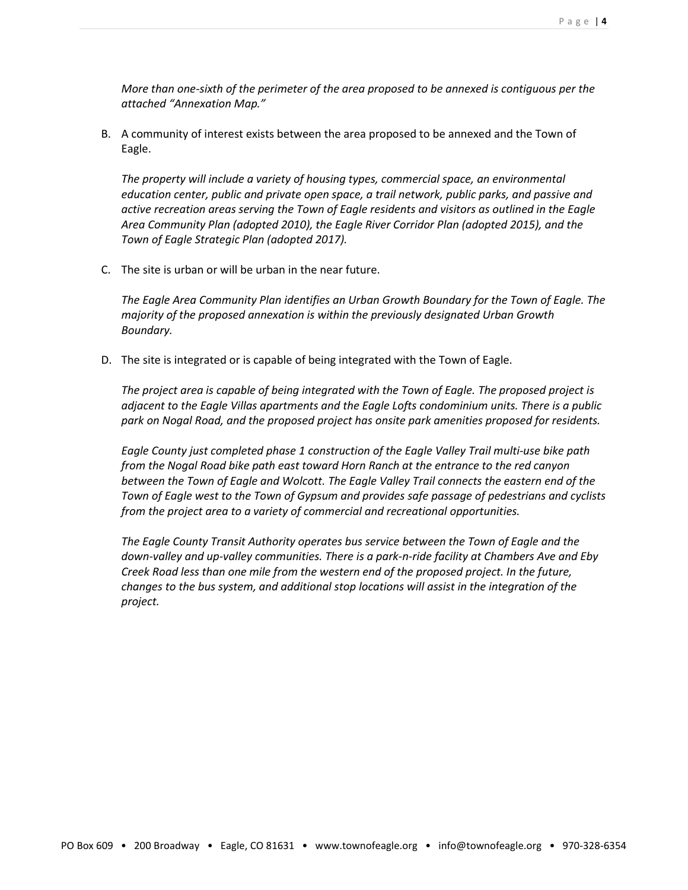*More than one-sixth of the perimeter of the area proposed to be annexed is contiguous per the attached "Annexation Map."*

B. A community of interest exists between the area proposed to be annexed and the Town of Eagle.

   *The property will include a variety of housing types, commercial space, an environmental education center, public and private open space, a trail network, public parks, and passive and active recreation areas serving the Town of Eagle residents and visitors as outlined in the Eagle Area Community Plan (adopted 2010), the Eagle River Corridor Plan (adopted 2015), and the Town of Eagle Strategic Plan (adopted 2017).*

C. The site is urban or will be urban in the near future.

   *The Eagle Area Community Plan identifies an Urban Growth Boundary for the Town of Eagle. The majority of the proposed annexation is within the previously designated Urban Growth Boundary.*

D. The site is integrated or is capable of being integrated with the Town of Eagle.

   *The project area is capable of being integrated with the Town of Eagle. The proposed project is adjacent to the Eagle Villas apartments and the Eagle Lofts condominium units. There is a public park on Nogal Road, and the proposed project has onsite park amenities proposed for residents.*

   *Eagle County just completed phase 1 construction of the Eagle Valley Trail multi-use bike path from the Nogal Road bike path east toward Horn Ranch at the entrance to the red canyon between the Town of Eagle and Wolcott. The Eagle Valley Trail connects the eastern end of the Town of Eagle west to the Town of Gypsum and provides safe passage of pedestrians and cyclists from the project area to a variety of commercial and recreational opportunities.*

   *The Eagle County Transit Authority operates bus service between the Town of Eagle and the down-valley and up-valley communities. There is a park-n-ride facility at Chambers Ave and Eby Creek Road less than one mile from the western end of the proposed project. In the future, changes to the bus system, and additional stop locations will assist in the integration of the project.*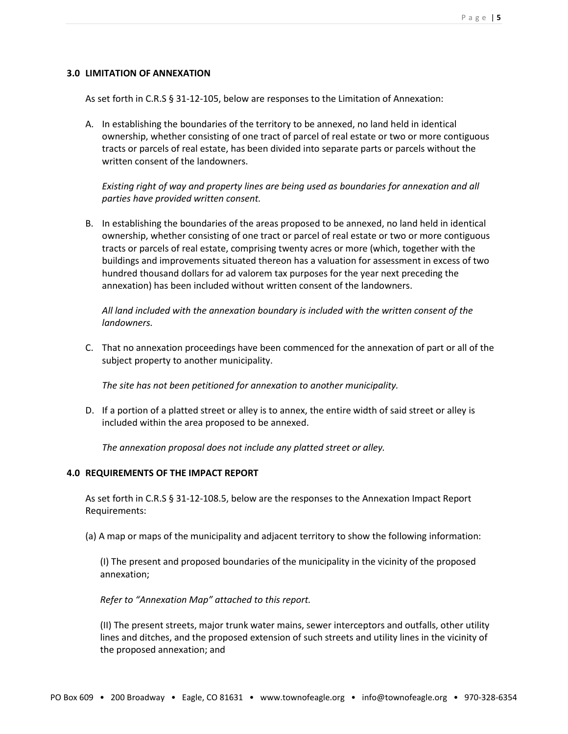### 3.0 LIMITATION OF ANNEXATION

As set forth in C.R.S § 31-12-105, below are responses to the Limitation of Annexation:

A. In establishing the boundaries of the territory to be annexed, no land held in identical ownership, whether consisting of one tract of parcel of real estate or two or more contiguous tracts or parcels of real estate, has been divided into separate parts or parcels without the written consent of the landowners.

   *Existing right of way and property lines are being used as boundaries for annexation and all parties have provided written consent.*

B. In establishing the boundaries of the areas proposed to be annexed, no land held in identical ownership, whether consisting of one tract or parcel of real estate or two or more contiguous tracts or parcels of real estate, comprising twenty acres or more (which, together with the buildings and improvements situated thereon has a valuation for assessment in excess of two hundred thousand dollars for ad valorem tax purposes for the year next preceding the annexation) has been included without written consent of the landowners.

   *All land included with the annexation boundary is included with the written consent of the landowners.*

C. That no annexation proceedings have been commenced for the annexation of part or all of the subject property to another municipality.

   *The site has not been petitioned for annexation to another municipality.*

D. If a portion of a platted street or alley is to annex, the entire width of said street or alley is included within the area proposed to be annexed.

   *The annexation proposal does not include any platted street or alley.*

### 4.0 REQUIREMENTS OF THE IMPACT REPORT

As set forth in C.R.S § 31-12-108.5, below are the responses to the Annexation Impact Report Requirements:

(a) A map or maps of the municipality and adjacent territory to show the following information:

(I) The present and proposed boundaries of the municipality in the vicinity of the proposed annexation;

*Refer to "Annexation Map" attached to this report.*

(II) The present streets, major trunk water mains, sewer interceptors and outfalls, other utility lines and ditches, and the proposed extension of such streets and utility lines in the vicinity of the proposed annexation; and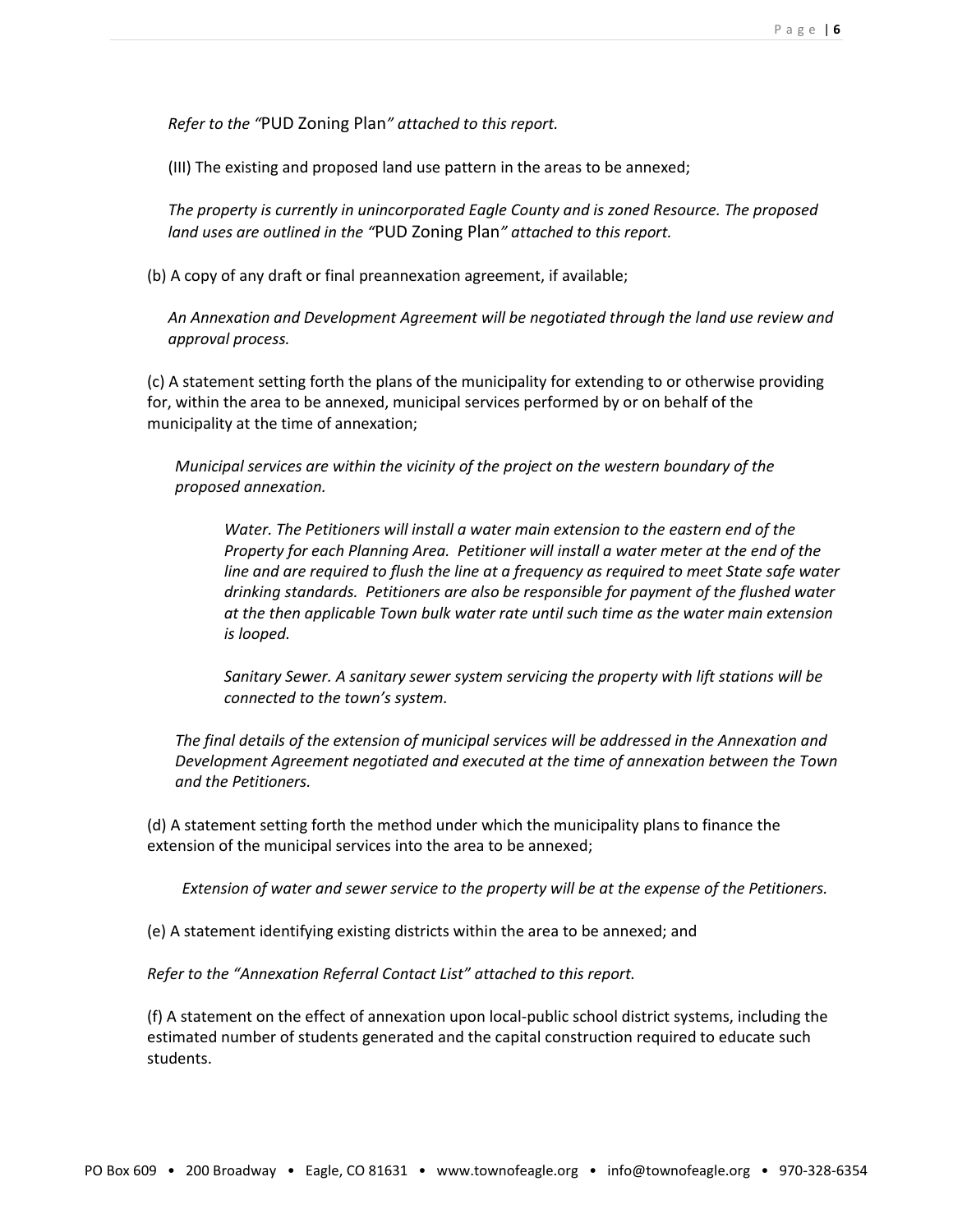*Refer to the "*PUD Zoning Plan*" attached to this report.*

(III) The existing and proposed land use pattern in the areas to be annexed;

*The property is currently in unincorporated Eagle County and is zoned Resource. The proposed land uses are outlined in the "*PUD Zoning Plan*" attached to this report.*

(b) A copy of any draft or final preannexation agreement, if available;

*An Annexation and Development Agreement will be negotiated through the land use review and approval process.*

(c) A statement setting forth the plans of the municipality for extending to or otherwise providing for, within the area to be annexed, municipal services performed by or on behalf of the municipality at the time of annexation;

*Municipal services are within the vicinity of the project on the western boundary of the proposed annexation.*

*Water. The Petitioners will install a water main extension to the eastern end of the Property for each Planning Area. Petitioner will install a water meter at the end of the line and are required to flush the line at a frequency as required to meet State safe water drinking standards. Petitioners are also be responsible for payment of the flushed water at the then applicable Town bulk water rate until such time as the water main extension is looped.*

*Sanitary Sewer. A sanitary sewer system servicing the property with lift stations will be connected to the town's system.*

*The final details of the extension of municipal services will be addressed in the Annexation and Development Agreement negotiated and executed at the time of annexation between the Town and the Petitioners.*

(d) A statement setting forth the method under which the municipality plans to finance the extension of the municipal services into the area to be annexed;

*Extension of water and sewer service to the property will be at the expense of the Petitioners.*

(e) A statement identifying existing districts within the area to be annexed; and

*Refer to the "Annexation Referral Contact List" attached to this report.*

(f) A statement on the effect of annexation upon local-public school district systems, including the estimated number of students generated and the capital construction required to educate such students.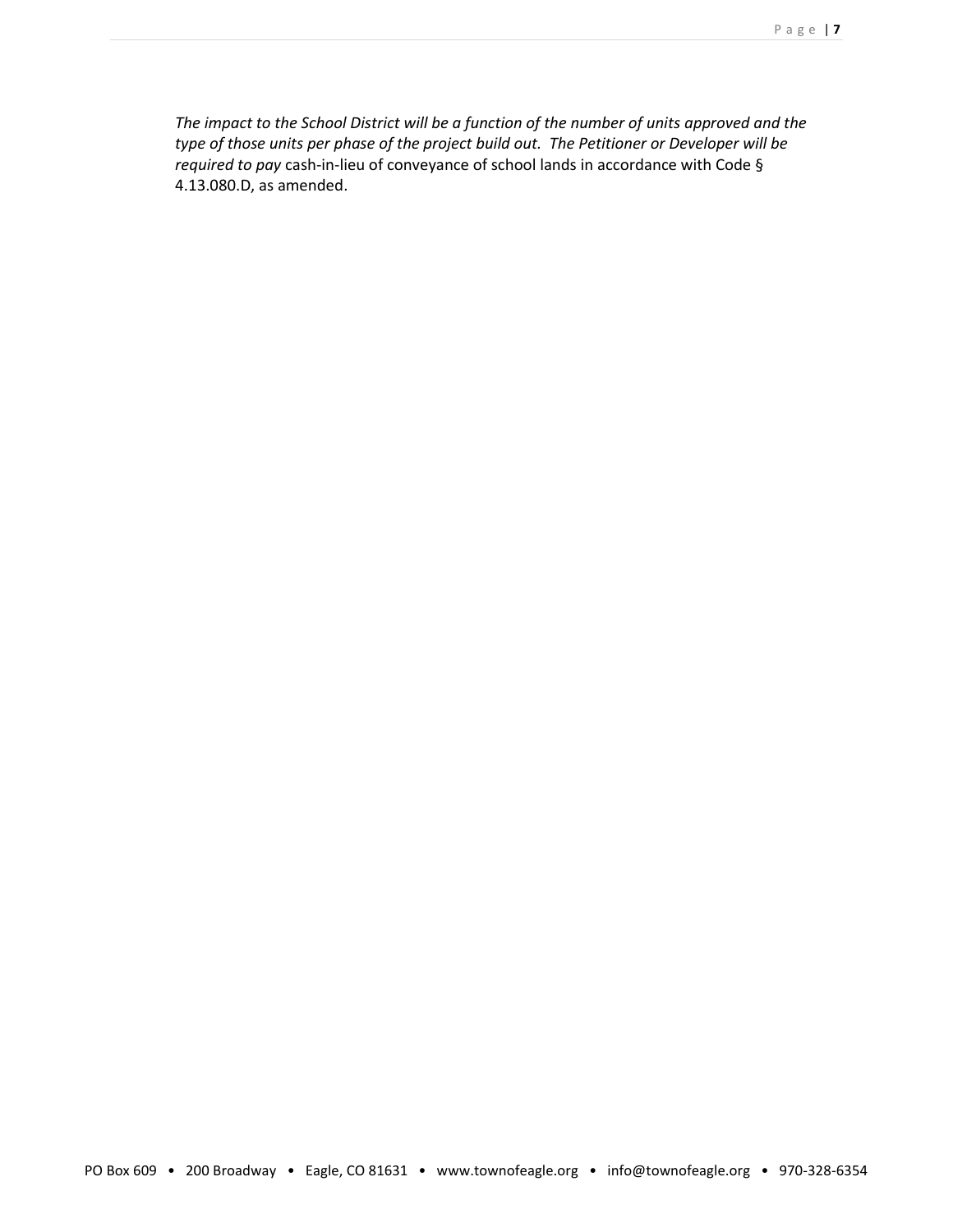*The impact to the School District will be a function of the number of units approved and the type of those units per phase of the project build out. The Petitioner or Developer will be required to pay* cash-in-lieu of conveyance of school lands in accordance with Code § 4.13.080.D, as amended.